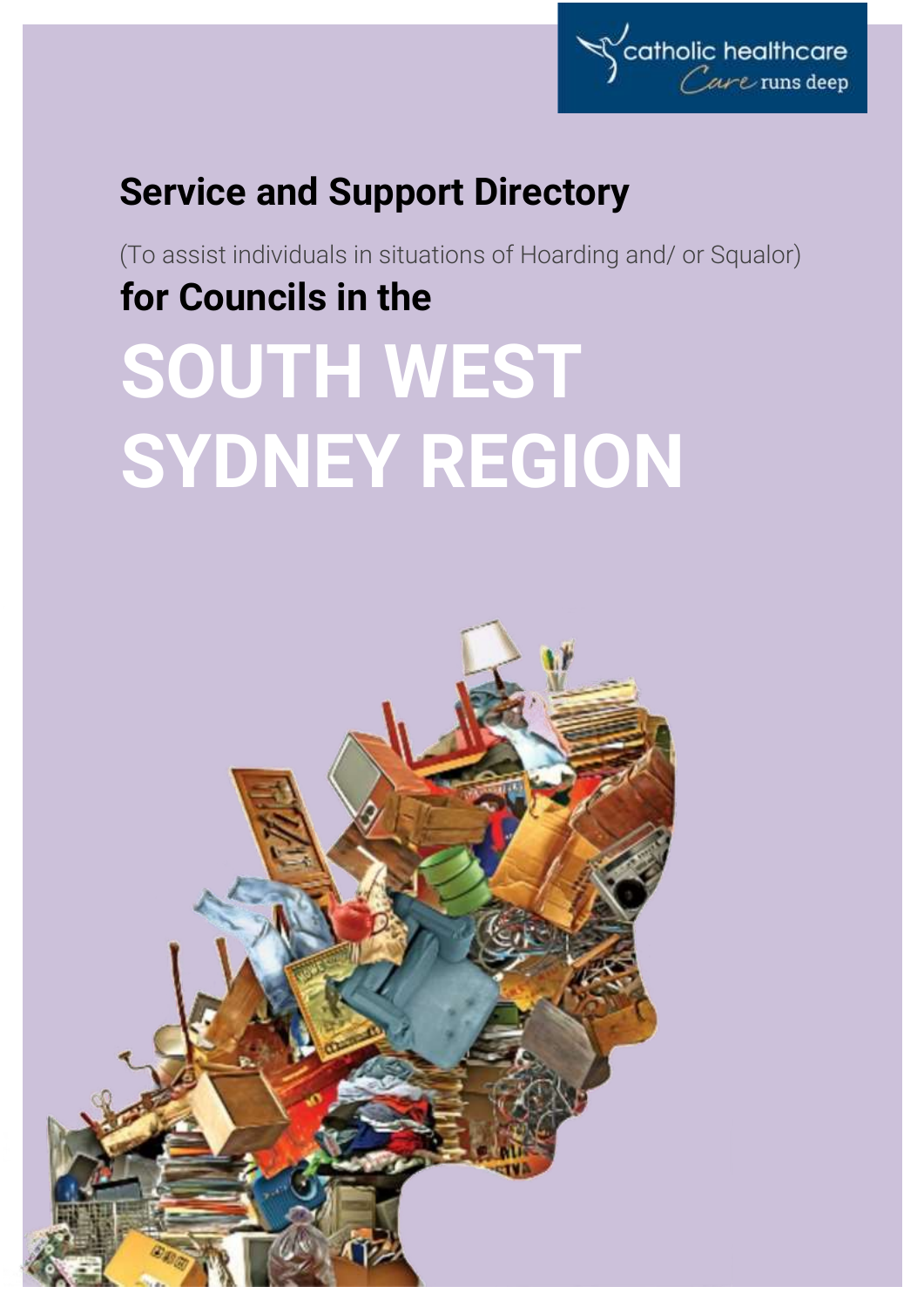catholic healthcare
Care runs deep

# Service and Support Directory

(To assist individuals in situations of Hoarding and/ or Squalor)

## for Councils in the

# SOUTH WEST SYDNEY REGION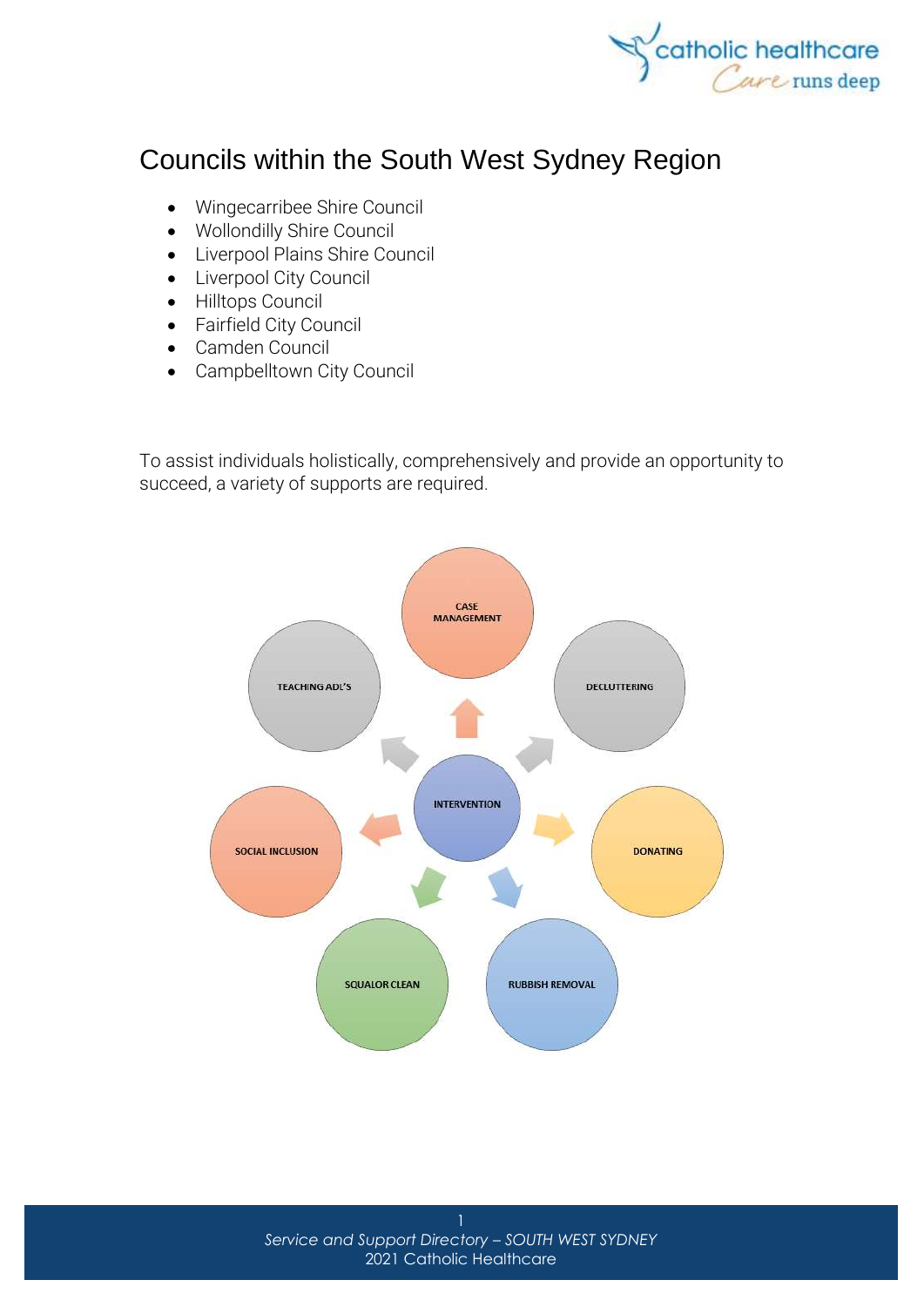# Councils within the South West Sydney Region

- Wingecarribee Shire Council
- Wollondilly Shire Council
- Liverpool Plains Shire Council
- Liverpool City Council
- Hilltops Council
- Fairfield City Council
- Camden Council
- Campbelltown City Council

To assist individuals holistically, comprehensively and provide an opportunity to succeed, a variety of supports are required.

INTERVENTION

CASE MANAGEMENT

DECLUTTERING

DONATING

RUBBISH REMOVAL

SQUALOR CLEAN

SOCIAL INCLUSION

TEACHING ADL'S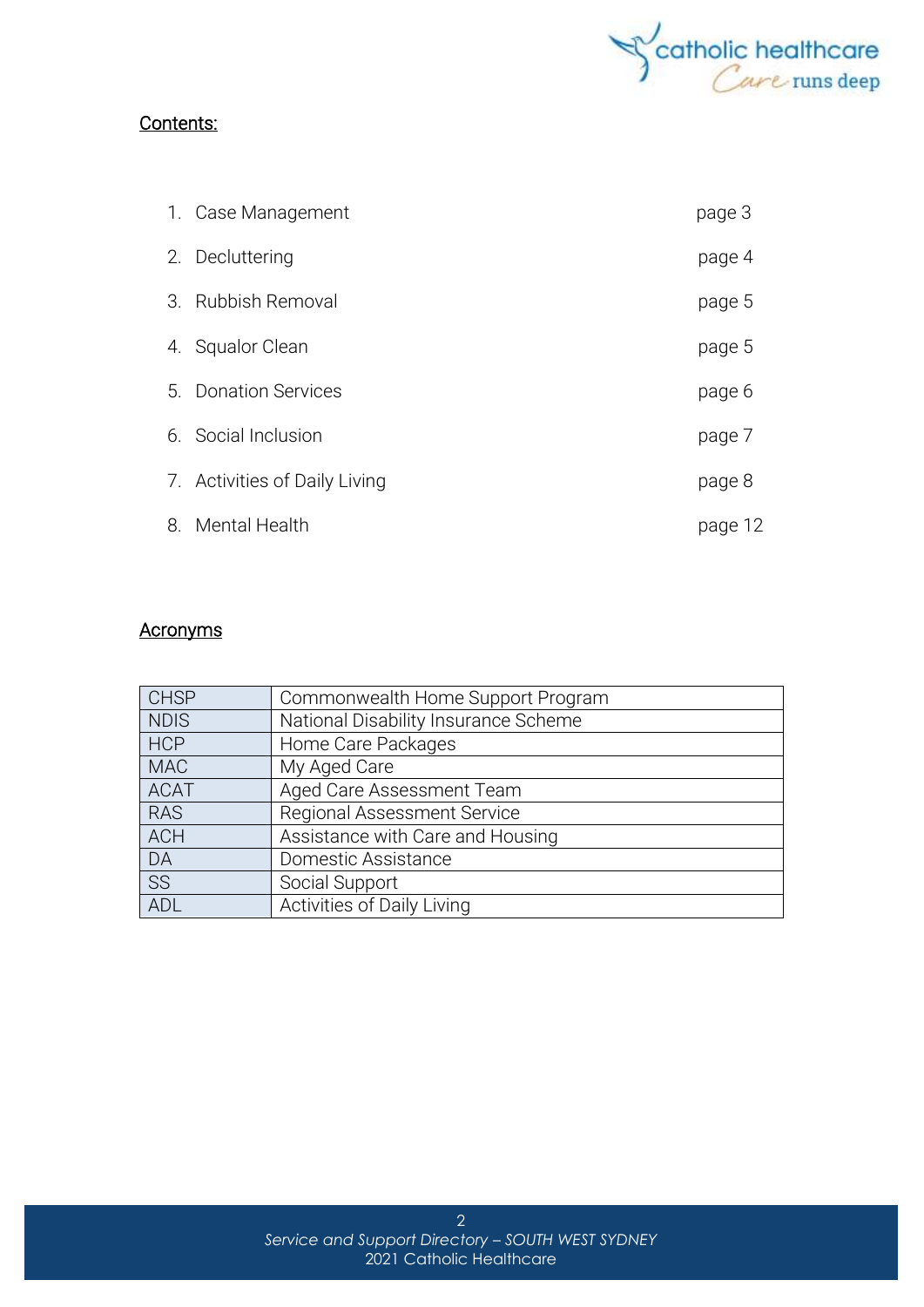## Contents:

1. Case Management page 3
2. Decluttering page 4
3. Rubbish Removal page 5
4. Squalor Clean page 5
5. Donation Services page 6
6. Social Inclusion page 7
7. Activities of Daily Living page 8
8. Mental Health page 12

## Acronyms

| CHSP | Commonwealth Home Support Program |
|---|---|
| NDIS | National Disability Insurance Scheme |
| HCP | Home Care Packages |
| MAC | My Aged Care |
| ACAT | Aged Care Assessment Team |
| RAS | Regional Assessment Service |
| ACH | Assistance with Care and Housing |
| DA | Domestic Assistance |
| SS | Social Support |
| ADL | Activities of Daily Living |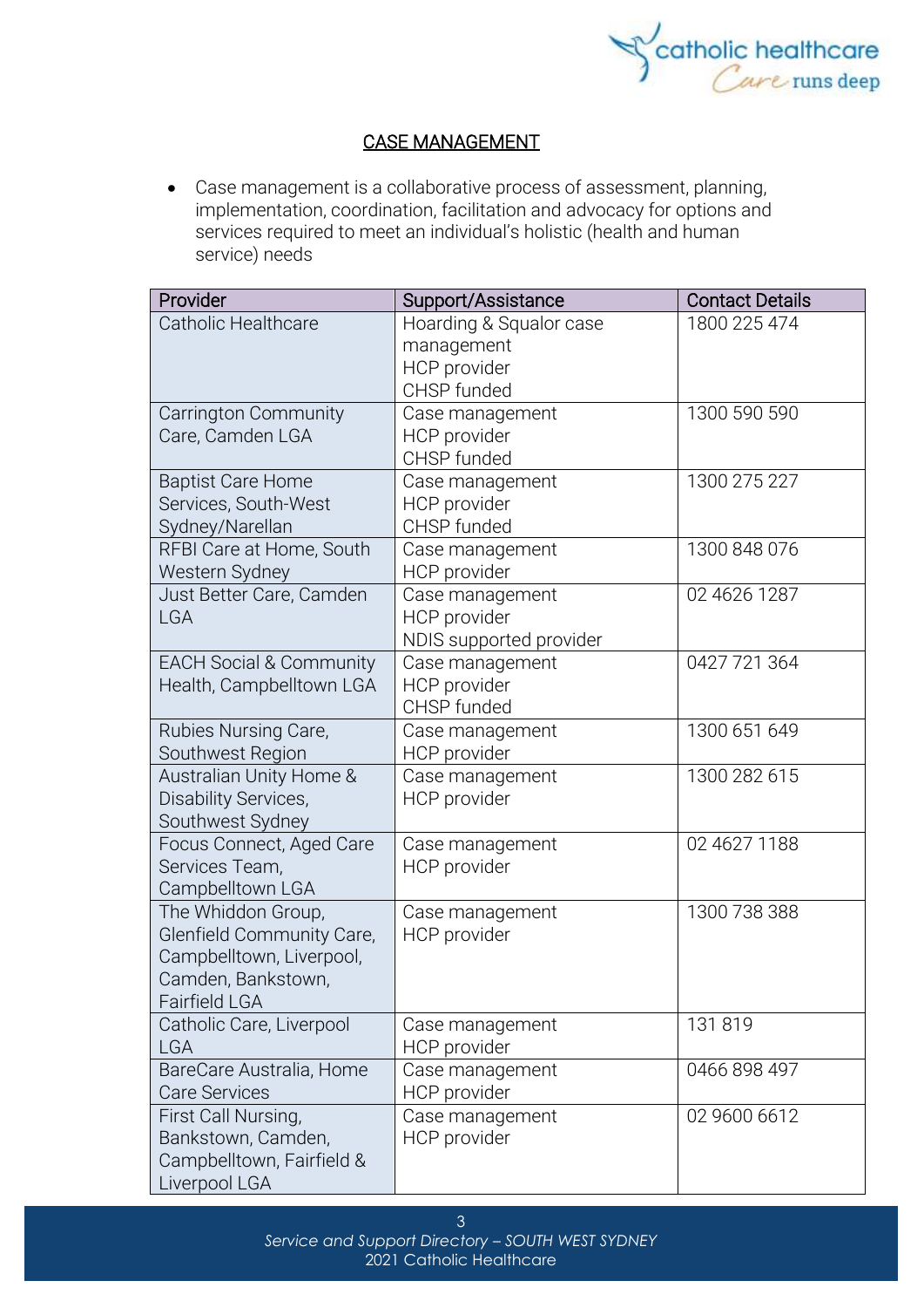## CASE MANAGEMENT

- Case management is a collaborative process of assessment, planning, implementation, coordination, facilitation and advocacy for options and services required to meet an individual's holistic (health and human service) needs

| Provider | Support/Assistance | Contact Details |
|---|---|---|
| Catholic Healthcare | Hoarding & Squalor case management<br>HCP provider<br>CHSP funded | 1800 225 474 |
| Carrington Community Care, Camden LGA | Case management<br>HCP provider<br>CHSP funded | 1300 590 590 |
| Baptist Care Home Services, South-West Sydney/Narellan | Case management<br>HCP provider<br>CHSP funded | 1300 275 227 |
| RFBI Care at Home, South Western Sydney | Case management<br>HCP provider | 1300 848 076 |
| Just Better Care, Camden LGA | Case management<br>HCP provider<br>NDIS supported provider | 02 4626 1287 |
| EACH Social & Community Health, Campbelltown LGA | Case management<br>HCP provider<br>CHSP funded | 0427 721 364 |
| Rubies Nursing Care, Southwest Region | Case management<br>HCP provider | 1300 651 649 |
| Australian Unity Home & Disability Services, Southwest Sydney | Case management<br>HCP provider | 1300 282 615 |
| Focus Connect, Aged Care Services Team, Campbelltown LGA | Case management<br>HCP provider | 02 4627 1188 |
| The Whiddon Group, Glenfield Community Care, Campbelltown, Liverpool, Camden, Bankstown, Fairfield LGA | Case management<br>HCP provider | 1300 738 388 |
| Catholic Care, Liverpool LGA | Case management<br>HCP provider | 131 819 |
| BareCare Australia, Home Care Services | Case management<br>HCP provider | 0466 898 497 |
| First Call Nursing, Bankstown, Camden, Campbelltown, Fairfield & Liverpool LGA | Case management<br>HCP provider | 02 9600 6612 |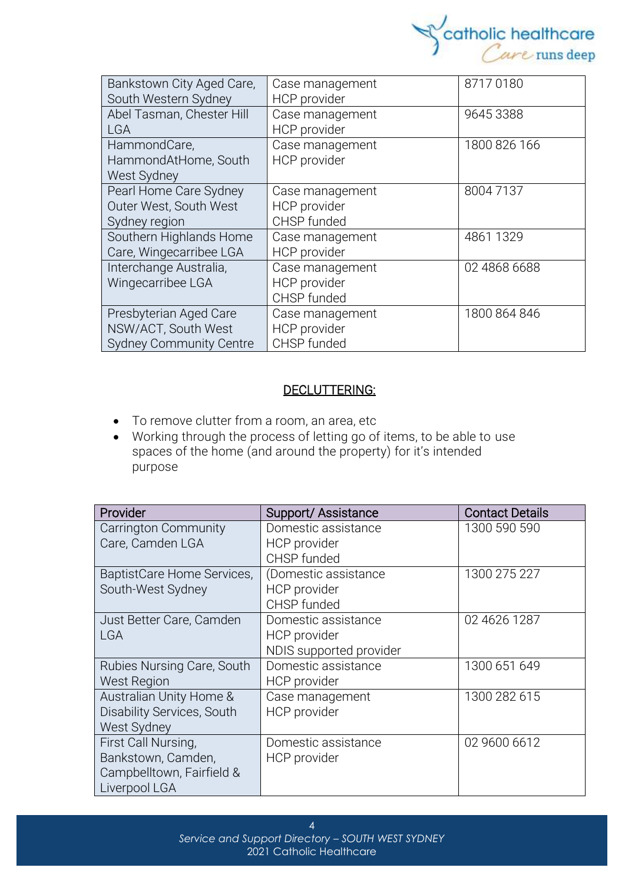| | | |
|---|---|---|
| Bankstown City Aged Care, South Western Sydney | Case management<br>HCP provider | 8717 0180 |
| Abel Tasman, Chester Hill LGA | Case management<br>HCP provider | 9645 3388 |
| HammondCare, HammondAtHome, South West Sydney | Case management<br>HCP provider | 1800 826 166 |
| Pearl Home Care Sydney Outer West, South West Sydney region | Case management<br>HCP provider<br>CHSP funded | 8004 7137 |
| Southern Highlands Home Care, Wingecarribee LGA | Case management<br>HCP provider | 4861 1329 |
| Interchange Australia, Wingecarribee LGA | Case management<br>HCP provider<br>CHSP funded | 02 4868 6688 |
| Presbyterian Aged Care NSW/ACT, South West Sydney Community Centre | Case management<br>HCP provider<br>CHSP funded | 1800 864 846 |

## DECLUTTERING:

- To remove clutter from a room, an area, etc
- Working through the process of letting go of items, to be able to use spaces of the home (and around the property) for it's intended purpose

| Provider | Support/ Assistance | Contact Details |
|---|---|---|
| Carrington Community Care, Camden LGA | Domestic assistance<br>HCP provider<br>CHSP funded | 1300 590 590 |
| BaptistCare Home Services, South-West Sydney | (Domestic assistance<br>HCP provider<br>CHSP funded | 1300 275 227 |
| Just Better Care, Camden LGA | Domestic assistance<br>HCP provider<br>NDIS supported provider | 02 4626 1287 |
| Rubies Nursing Care, South West Region | Domestic assistance<br>HCP provider | 1300 651 649 |
| Australian Unity Home & Disability Services, South West Sydney | Case management<br>HCP provider | 1300 282 615 |
| First Call Nursing, Bankstown, Camden, Campbelltown, Fairfield & Liverpool LGA | Domestic assistance<br>HCP provider | 02 9600 6612 |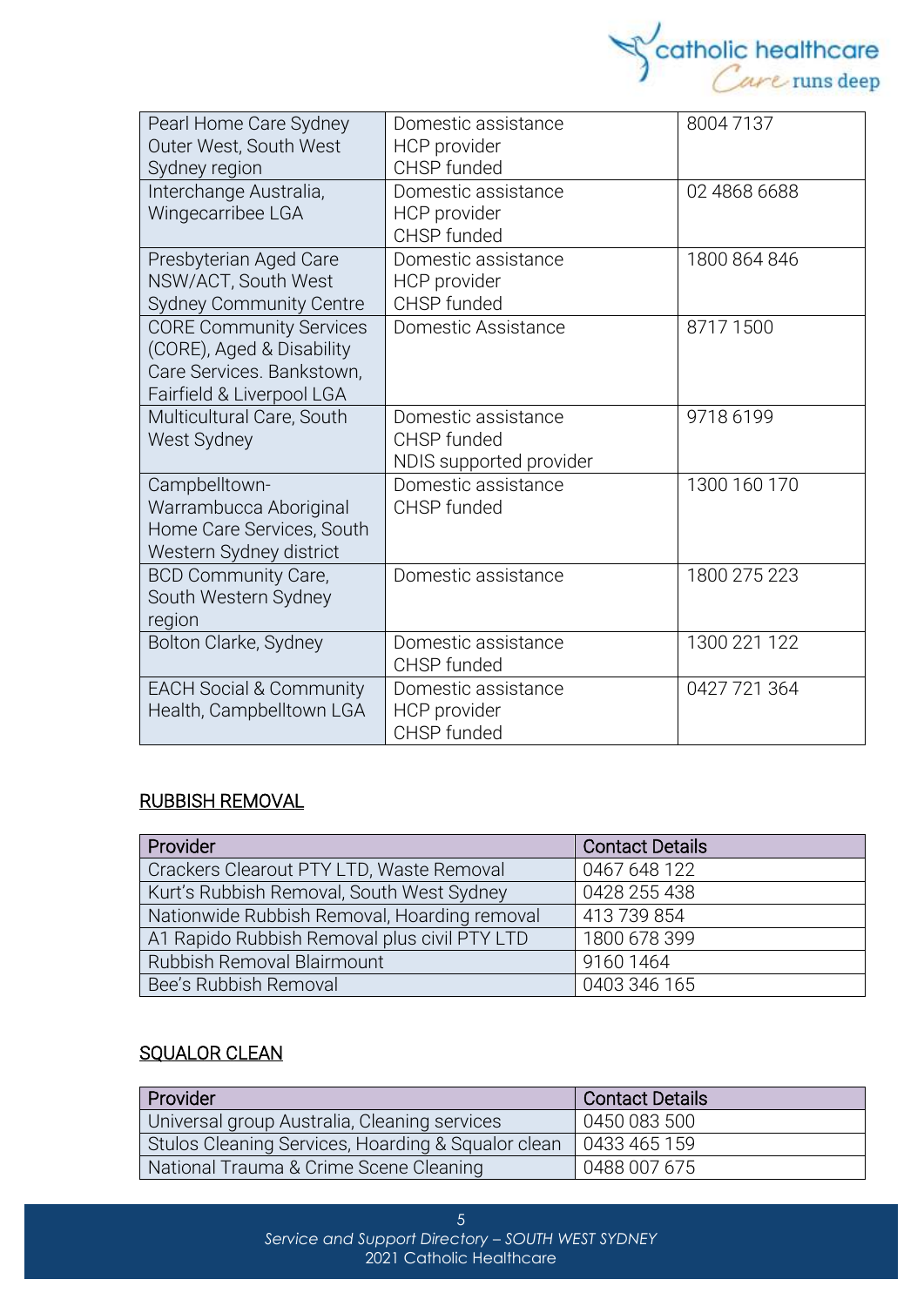| | | |
|---|---|---|
| Pearl Home Care Sydney Outer West, South West Sydney region | Domestic assistance<br>HCP provider<br>CHSP funded | 8004 7137 |
| Interchange Australia, Wingecarribee LGA | Domestic assistance<br>HCP provider<br>CHSP funded | 02 4868 6688 |
| Presbyterian Aged Care NSW/ACT, South West Sydney Community Centre | Domestic assistance<br>HCP provider<br>CHSP funded | 1800 864 846 |
| CORE Community Services (CORE), Aged & Disability Care Services. Bankstown, Fairfield & Liverpool LGA | Domestic Assistance | 8717 1500 |
| Multicultural Care, South West Sydney | Domestic assistance<br>CHSP funded<br>NDIS supported provider | 9718 6199 |
| Campbelltown-Warrambucca Aboriginal Home Care Services, South Western Sydney district | Domestic assistance<br>CHSP funded | 1300 160 170 |
| BCD Community Care, South Western Sydney region | Domestic assistance | 1800 275 223 |
| Bolton Clarke, Sydney | Domestic assistance<br>CHSP funded | 1300 221 122 |
| EACH Social & Community Health, Campbelltown LGA | Domestic assistance<br>HCP provider<br>CHSP funded | 0427 721 364 |

## RUBBISH REMOVAL

| Provider | Contact Details |
|---|---|
| Crackers Clearout PTY LTD, Waste Removal | 0467 648 122 |
| Kurt's Rubbish Removal, South West Sydney | 0428 255 438 |
| Nationwide Rubbish Removal, Hoarding removal | 413 739 854 |
| A1 Rapido Rubbish Removal plus civil PTY LTD | 1800 678 399 |
| Rubbish Removal Blairmount | 9160 1464 |
| Bee's Rubbish Removal | 0403 346 165 |

## SQUALOR CLEAN

| Provider | Contact Details |
|---|---|
| Universal group Australia, Cleaning services | 0450 083 500 |
| Stulos Cleaning Services, Hoarding & Squalor clean | 0433 465 159 |
| National Trauma & Crime Scene Cleaning | 0488 007 675 |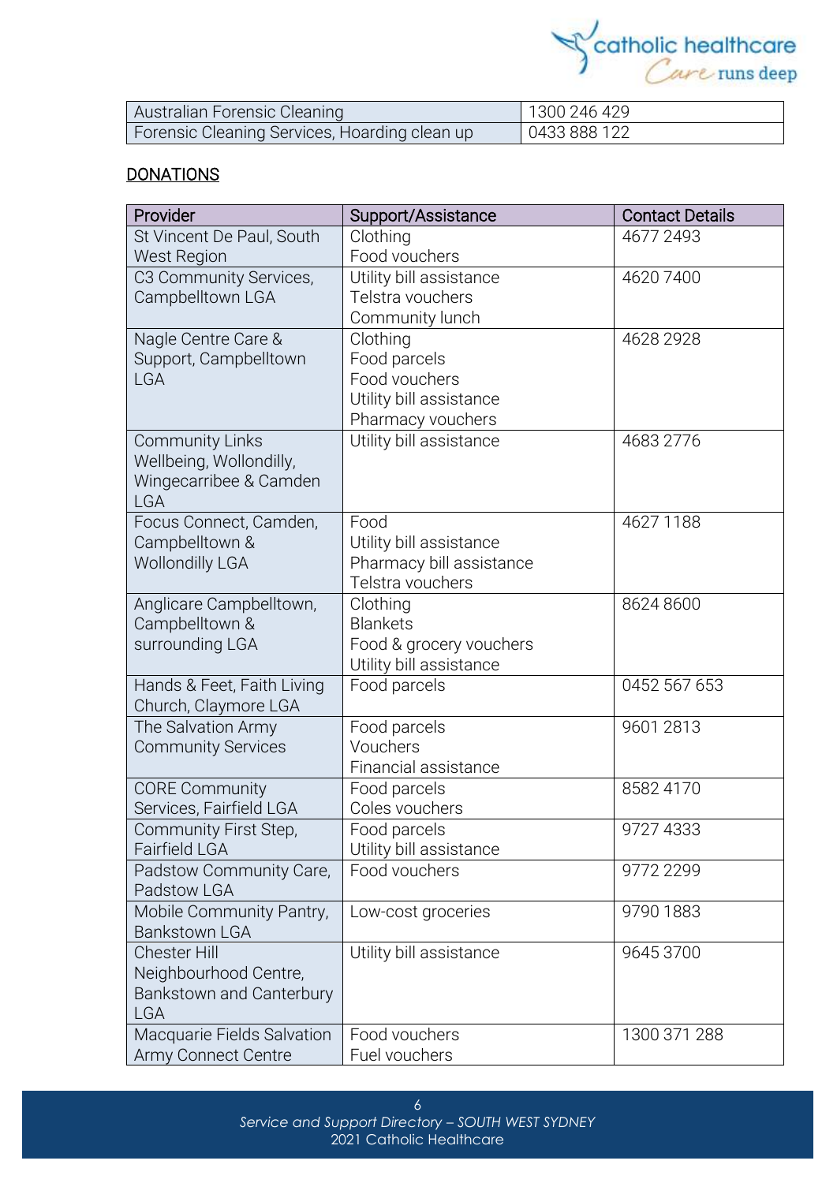| Australian Forensic Cleaning | 1300 246 429 |
|---|---|
| Forensic Cleaning Services, Hoarding clean up | 0433 888 122 |

## DONATIONS

| Provider | Support/Assistance | Contact Details |
|---|---|---|
| St Vincent De Paul, South West Region | Clothing<br>Food vouchers | 4677 2493 |
| C3 Community Services, Campbelltown LGA | Utility bill assistance<br>Telstra vouchers<br>Community lunch | 4620 7400 |
| Nagle Centre Care & Support, Campbelltown LGA | Clothing<br>Food parcels<br>Food vouchers<br>Utility bill assistance<br>Pharmacy vouchers | 4628 2928 |
| Community Links Wellbeing, Wollondilly, Wingecarribee & Camden LGA | Utility bill assistance | 4683 2776 |
| Focus Connect, Camden, Campbelltown & Wollondilly LGA | Food<br>Utility bill assistance<br>Pharmacy bill assistance<br>Telstra vouchers | 4627 1188 |
| Anglicare Campbelltown, Campbelltown & surrounding LGA | Clothing<br>Blankets<br>Food & grocery vouchers<br>Utility bill assistance | 8624 8600 |
| Hands & Feet, Faith Living Church, Claymore LGA | Food parcels | 0452 567 653 |
| The Salvation Army Community Services | Food parcels<br>Vouchers<br>Financial assistance | 9601 2813 |
| CORE Community Services, Fairfield LGA | Food parcels<br>Coles vouchers | 8582 4170 |
| Community First Step, Fairfield LGA | Food parcels<br>Utility bill assistance | 9727 4333 |
| Padstow Community Care, Padstow LGA | Food vouchers | 9772 2299 |
| Mobile Community Pantry, Bankstown LGA | Low-cost groceries | 9790 1883 |
| Chester Hill Neighbourhood Centre, Bankstown and Canterbury LGA | Utility bill assistance | 9645 3700 |
| Macquarie Fields Salvation Army Connect Centre | Food vouchers<br>Fuel vouchers | 1300 371 288 |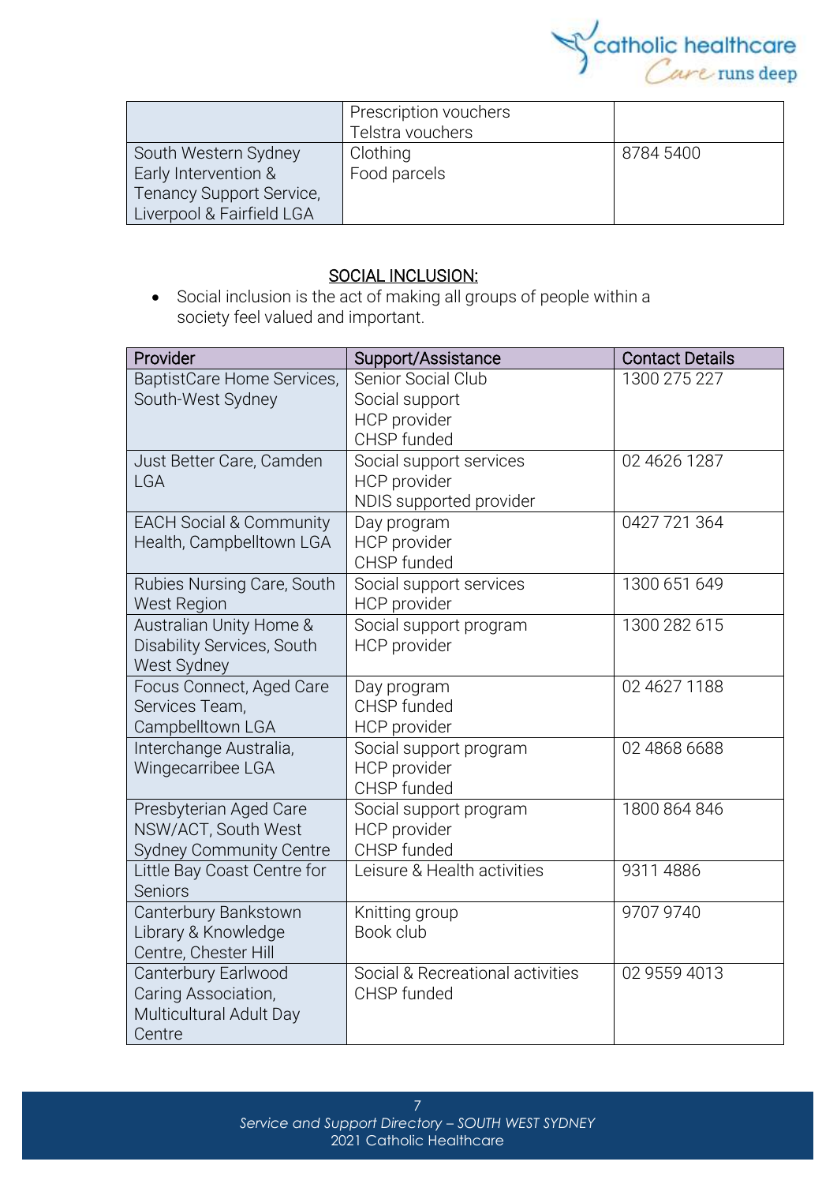| | | |
|---|---|---|
| | Prescription vouchers<br>Telstra vouchers | |
| South Western Sydney Early Intervention & Tenancy Support Service, Liverpool & Fairfield LGA | Clothing<br>Food parcels | 8784 5400 |

## SOCIAL INCLUSION:

- Social inclusion is the act of making all groups of people within a society feel valued and important.

| Provider | Support/Assistance | Contact Details |
|---|---|---|
| BaptistCare Home Services, South-West Sydney | Senior Social Club<br>Social support<br>HCP provider<br>CHSP funded | 1300 275 227 |
| Just Better Care, Camden LGA | Social support services<br>HCP provider<br>NDIS supported provider | 02 4626 1287 |
| EACH Social & Community Health, Campbelltown LGA | Day program<br>HCP provider<br>CHSP funded | 0427 721 364 |
| Rubies Nursing Care, South West Region | Social support services<br>HCP provider | 1300 651 649 |
| Australian Unity Home & Disability Services, South West Sydney | Social support program<br>HCP provider | 1300 282 615 |
| Focus Connect, Aged Care Services Team, Campbelltown LGA | Day program<br>CHSP funded<br>HCP provider | 02 4627 1188 |
| Interchange Australia, Wingecarribee LGA | Social support program<br>HCP provider<br>CHSP funded | 02 4868 6688 |
| Presbyterian Aged Care NSW/ACT, South West Sydney Community Centre | Social support program<br>HCP provider<br>CHSP funded | 1800 864 846 |
| Little Bay Coast Centre for Seniors | Leisure & Health activities | 9311 4886 |
| Canterbury Bankstown Library & Knowledge Centre, Chester Hill | Knitting group<br>Book club | 9707 9740 |
| Canterbury Earlwood Caring Association, Multicultural Adult Day Centre | Social & Recreational activities<br>CHSP funded | 02 9559 4013 |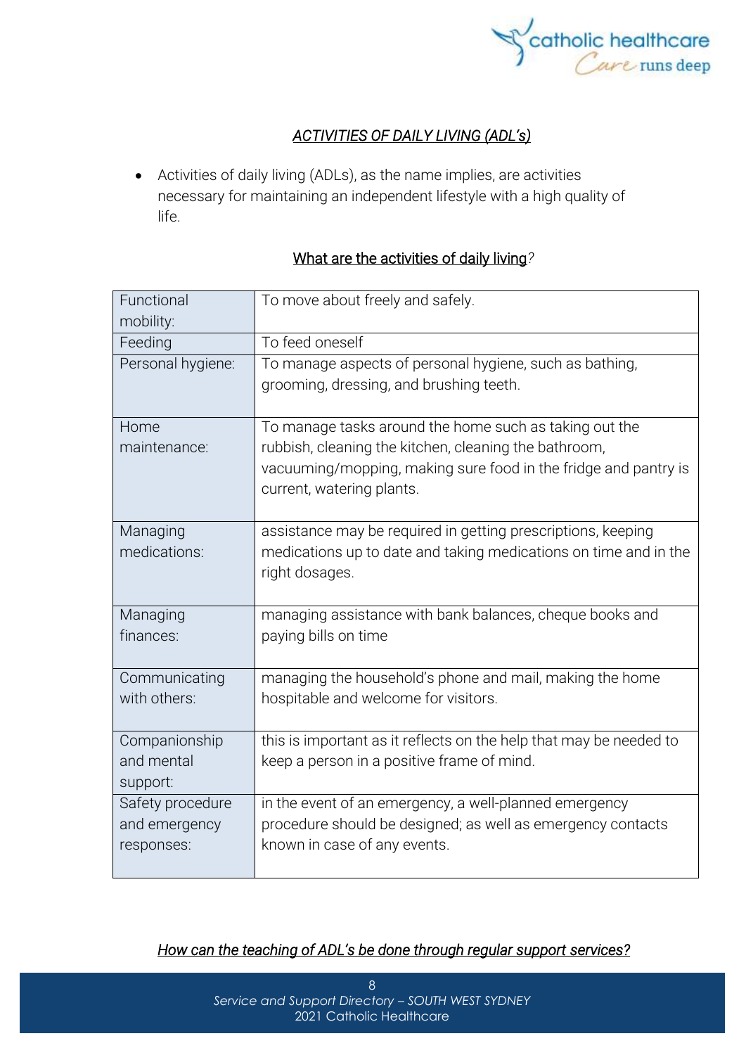## *ACTIVITIES OF DAILY LIVING (ADL's)*

- Activities of daily living (ADLs), as the name implies, are activities necessary for maintaining an independent lifestyle with a high quality of life.

### What are the activities of daily living?

| | |
|---|---|
| Functional mobility: | To move about freely and safely. |
| Feeding | To feed oneself |
| Personal hygiene: | To manage aspects of personal hygiene, such as bathing, grooming, dressing, and brushing teeth. |
| Home maintenance: | To manage tasks around the home such as taking out the rubbish, cleaning the kitchen, cleaning the bathroom, vacuuming/mopping, making sure food in the fridge and pantry is current, watering plants. |
| Managing medications: | assistance may be required in getting prescriptions, keeping medications up to date and taking medications on time and in the right dosages. |
| Managing finances: | managing assistance with bank balances, cheque books and paying bills on time |
| Communicating with others: | managing the household's phone and mail, making the home hospitable and welcome for visitors. |
| Companionship and mental support: | this is important as it reflects on the help that may be needed to keep a person in a positive frame of mind. |
| Safety procedure and emergency responses: | in the event of an emergency, a well-planned emergency procedure should be designed; as well as emergency contacts known in case of any events. |

### *How can the teaching of ADL's be done through regular support services?*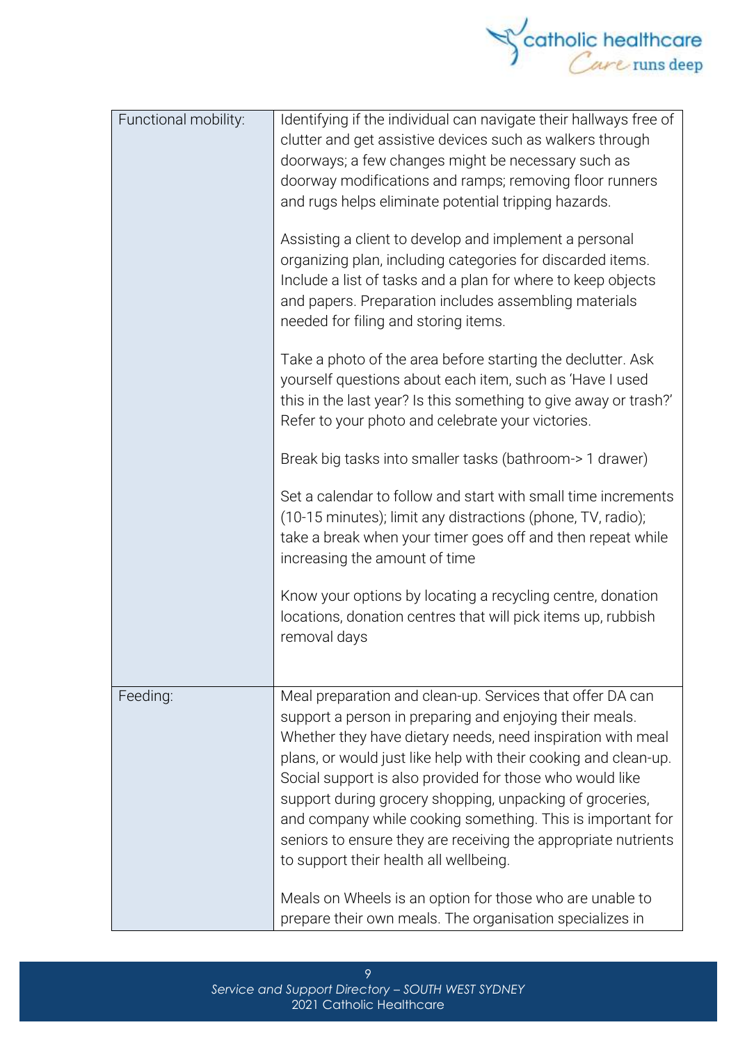| Functional mobility: | Identifying if the individual can navigate their hallways free of clutter and get assistive devices such as walkers through doorways; a few changes might be necessary such as doorway modifications and ramps; removing floor runners and rugs helps eliminate potential tripping hazards.<br><br>Assisting a client to develop and implement a personal organizing plan, including categories for discarded items. Include a list of tasks and a plan for where to keep objects and papers. Preparation includes assembling materials needed for filing and storing items.<br><br>Take a photo of the area before starting the declutter. Ask yourself questions about each item, such as 'Have I used this in the last year? Is this something to give away or trash?' Refer to your photo and celebrate your victories.<br><br>Break big tasks into smaller tasks (bathroom-> 1 drawer)<br><br>Set a calendar to follow and start with small time increments (10-15 minutes); limit any distractions (phone, TV, radio); take a break when your timer goes off and then repeat while increasing the amount of time<br><br>Know your options by locating a recycling centre, donation locations, donation centres that will pick items up, rubbish removal days |
|---|---|
| Feeding: | Meal preparation and clean-up. Services that offer DA can support a person in preparing and enjoying their meals. Whether they have dietary needs, need inspiration with meal plans, or would just like help with their cooking and clean-up. Social support is also provided for those who would like support during grocery shopping, unpacking of groceries, and company while cooking something. This is important for seniors to ensure they are receiving the appropriate nutrients to support their health all wellbeing.<br><br>Meals on Wheels is an option for those who are unable to prepare their own meals. The organisation specializes in |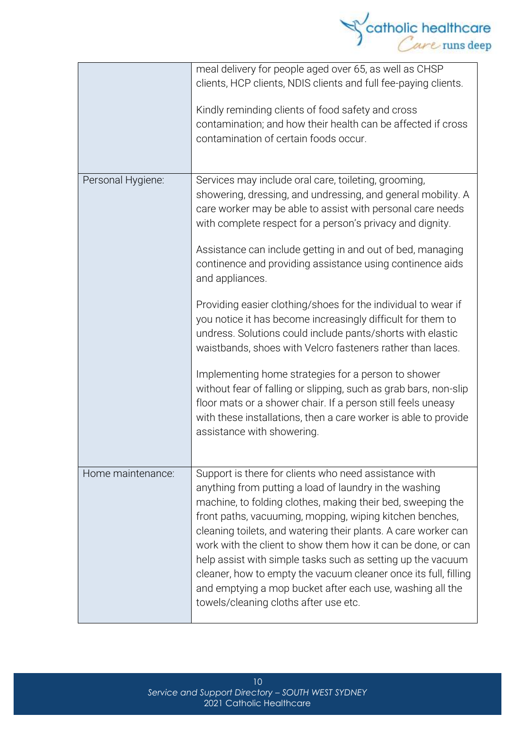| | |
|---|---|
| | meal delivery for people aged over 65, as well as CHSP clients, HCP clients, NDIS clients and full fee-paying clients.<br><br>Kindly reminding clients of food safety and cross contamination; and how their health can be affected if cross contamination of certain foods occur. |
| Personal Hygiene: | Services may include oral care, toileting, grooming, showering, dressing, and undressing, and general mobility. A care worker may be able to assist with personal care needs with complete respect for a person's privacy and dignity.<br><br>Assistance can include getting in and out of bed, managing continence and providing assistance using continence aids and appliances.<br><br>Providing easier clothing/shoes for the individual to wear if you notice it has become increasingly difficult for them to undress. Solutions could include pants/shorts with elastic waistbands, shoes with Velcro fasteners rather than laces.<br><br>Implementing home strategies for a person to shower without fear of falling or slipping, such as grab bars, non-slip floor mats or a shower chair. If a person still feels uneasy with these installations, then a care worker is able to provide assistance with showering. |
| Home maintenance: | Support is there for clients who need assistance with anything from putting a load of laundry in the washing machine, to folding clothes, making their bed, sweeping the front paths, vacuuming, mopping, wiping kitchen benches, cleaning toilets, and watering their plants. A care worker can work with the client to show them how it can be done, or can help assist with simple tasks such as setting up the vacuum cleaner, how to empty the vacuum cleaner once its full, filling and emptying a mop bucket after each use, washing all the towels/cleaning cloths after use etc. |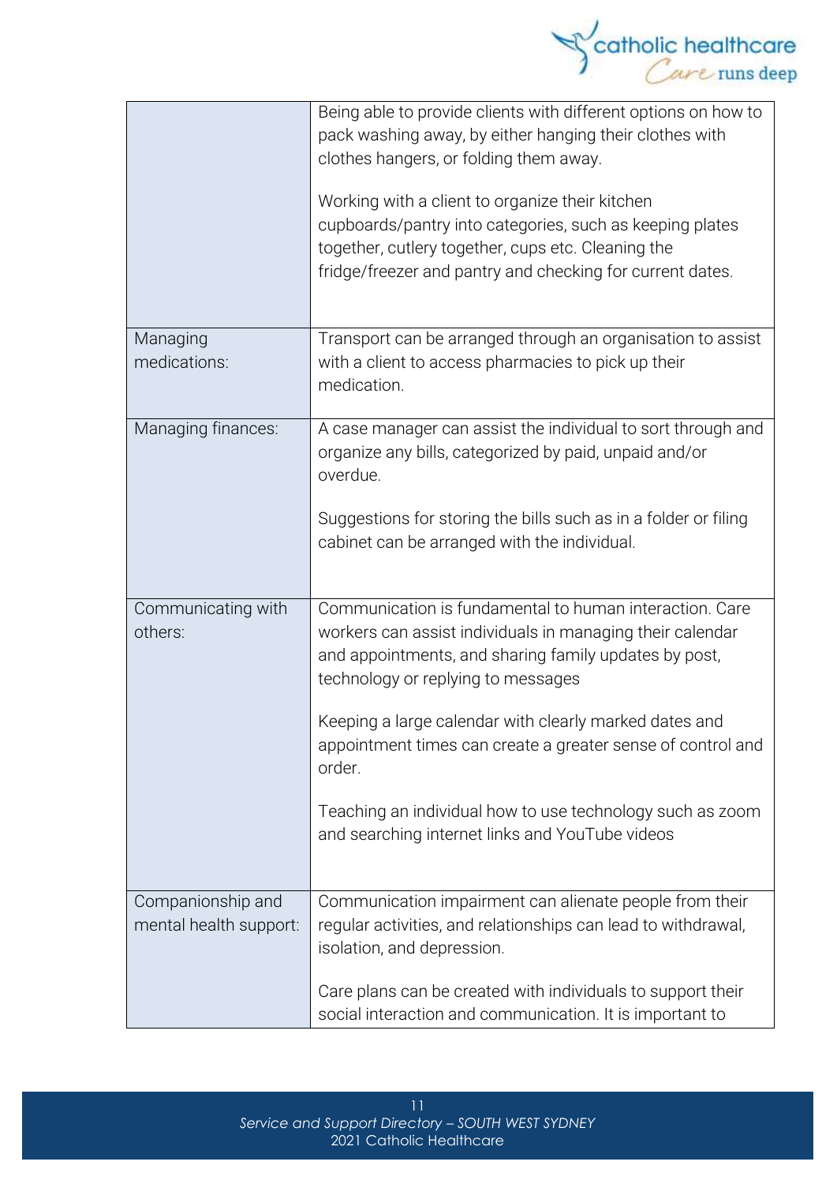| | |
|---|---|
| | Being able to provide clients with different options on how to pack washing away, by either hanging their clothes with clothes hangers, or folding them away.<br><br>Working with a client to organize their kitchen cupboards/pantry into categories, such as keeping plates together, cutlery together, cups etc. Cleaning the fridge/freezer and pantry and checking for current dates. |
| Managing medications: | Transport can be arranged through an organisation to assist with a client to access pharmacies to pick up their medication. |
| Managing finances: | A case manager can assist the individual to sort through and organize any bills, categorized by paid, unpaid and/or overdue.<br><br>Suggestions for storing the bills such as in a folder or filing cabinet can be arranged with the individual. |
| Communicating with others: | Communication is fundamental to human interaction. Care workers can assist individuals in managing their calendar and appointments, and sharing family updates by post, technology or replying to messages<br><br>Keeping a large calendar with clearly marked dates and appointment times can create a greater sense of control and order.<br><br>Teaching an individual how to use technology such as zoom and searching internet links and YouTube videos |
| Companionship and mental health support: | Communication impairment can alienate people from their regular activities, and relationships can lead to withdrawal, isolation, and depression.<br><br>Care plans can be created with individuals to support their social interaction and communication. It is important to |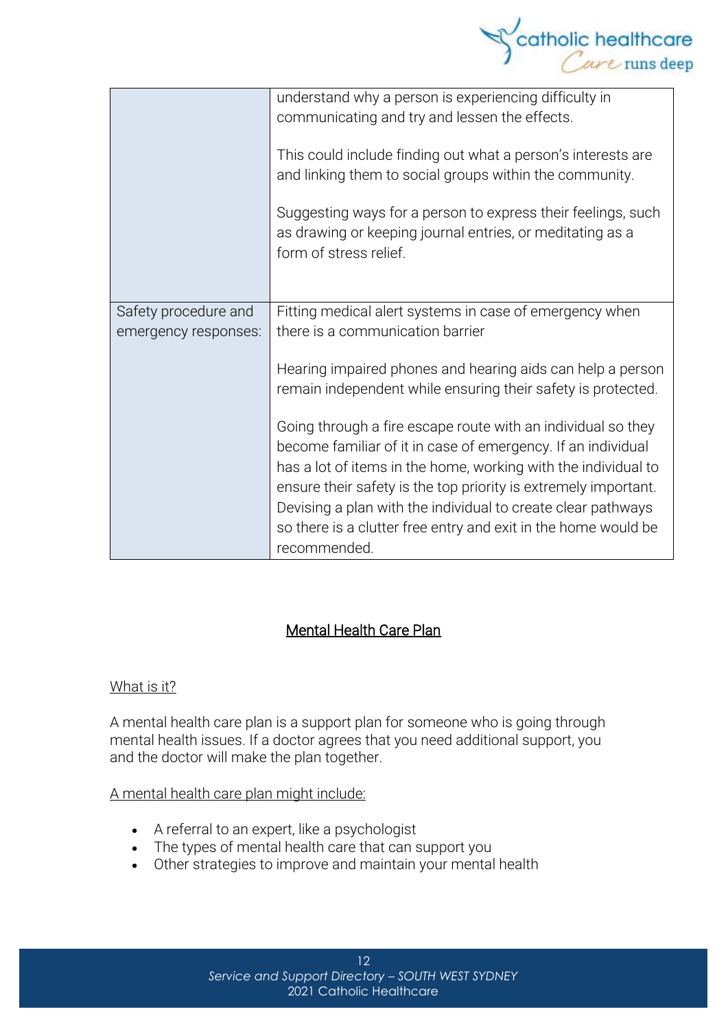| | |
|---|---|
| | understand why a person is experiencing difficulty in communicating and try and lessen the effects.<br><br>This could include finding out what a person's interests are and linking them to social groups within the community.<br><br>Suggesting ways for a person to express their feelings, such as drawing or keeping journal entries, or meditating as a form of stress relief. |
| Safety procedure and emergency responses: | Fitting medical alert systems in case of emergency when there is a communication barrier<br><br>Hearing impaired phones and hearing aids can help a person remain independent while ensuring their safety is protected.<br><br>Going through a fire escape route with an individual so they become familiar of it in case of emergency. If an individual has a lot of items in the home, working with the individual to ensure their safety is the top priority is extremely important. Devising a plan with the individual to create clear pathways so there is a clutter free entry and exit in the home would be recommended. |

## Mental Health Care Plan

### What is it?

A mental health care plan is a support plan for someone who is going through mental health issues. If a doctor agrees that you need additional support, you and the doctor will make the plan together.

### A mental health care plan might include:

- A referral to an expert, like a psychologist
- The types of mental health care that can support you
- Other strategies to improve and maintain your mental health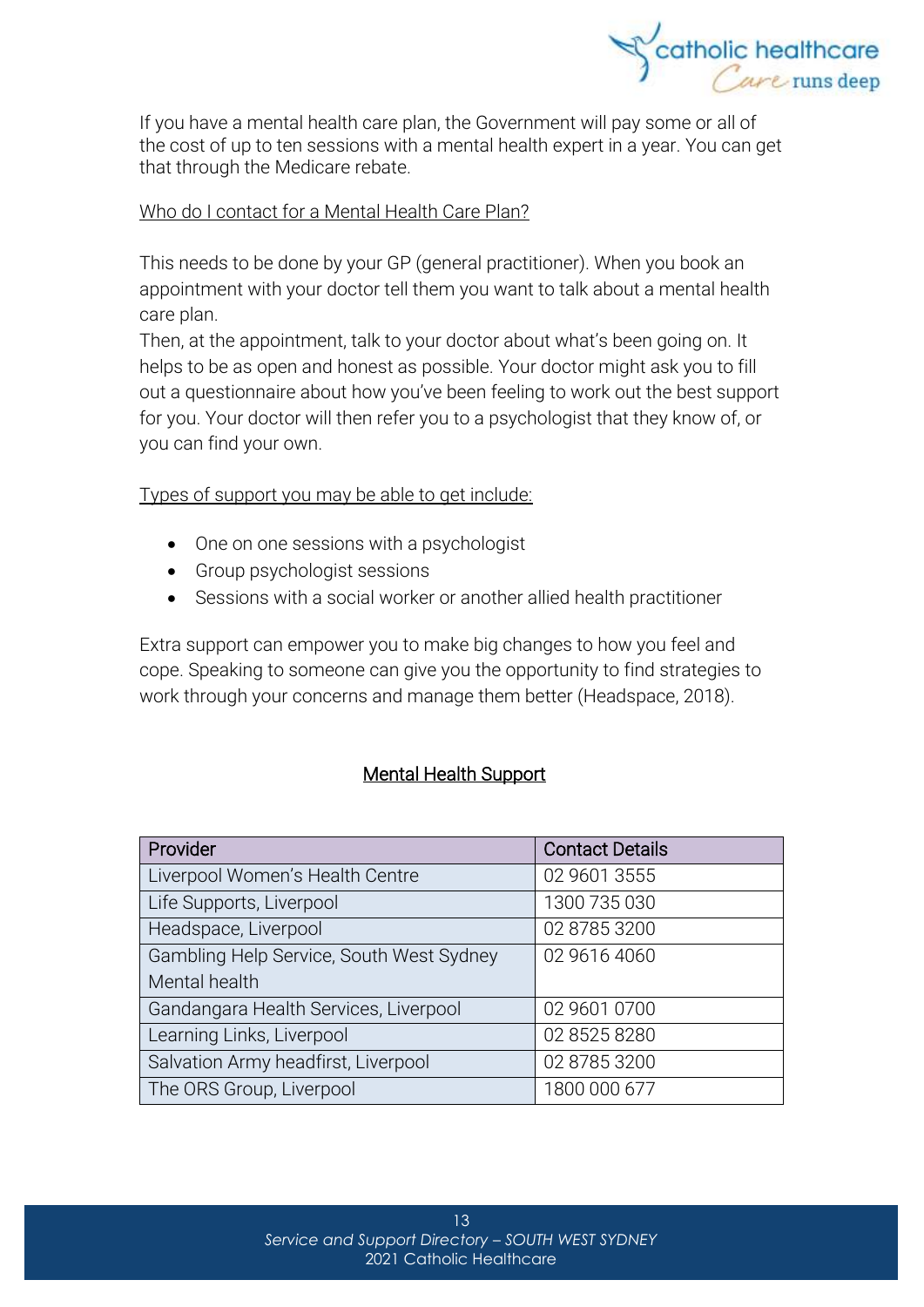If you have a mental health care plan, the Government will pay some or all of the cost of up to ten sessions with a mental health expert in a year. You can get that through the Medicare rebate.

Who do I contact for a Mental Health Care Plan?

This needs to be done by your GP (general practitioner). When you book an appointment with your doctor tell them you want to talk about a mental health care plan.
Then, at the appointment, talk to your doctor about what's been going on. It helps to be as open and honest as possible. Your doctor might ask you to fill out a questionnaire about how you've been feeling to work out the best support for you. Your doctor will then refer you to a psychologist that they know of, or you can find your own.

Types of support you may be able to get include:

- One on one sessions with a psychologist
- Group psychologist sessions
- Sessions with a social worker or another allied health practitioner

Extra support can empower you to make big changes to how you feel and cope. Speaking to someone can give you the opportunity to find strategies to work through your concerns and manage them better (Headspace, 2018).

## Mental Health Support

| Provider | Contact Details |
|---|---|
| Liverpool Women's Health Centre | 02 9601 3555 |
| Life Supports, Liverpool | 1300 735 030 |
| Headspace, Liverpool | 02 8785 3200 |
| Gambling Help Service, South West Sydney Mental health | 02 9616 4060 |
| Gandangara Health Services, Liverpool | 02 9601 0700 |
| Learning Links, Liverpool | 02 8525 8280 |
| Salvation Army headfirst, Liverpool | 02 8785 3200 |
| The ORS Group, Liverpool | 1800 000 677 |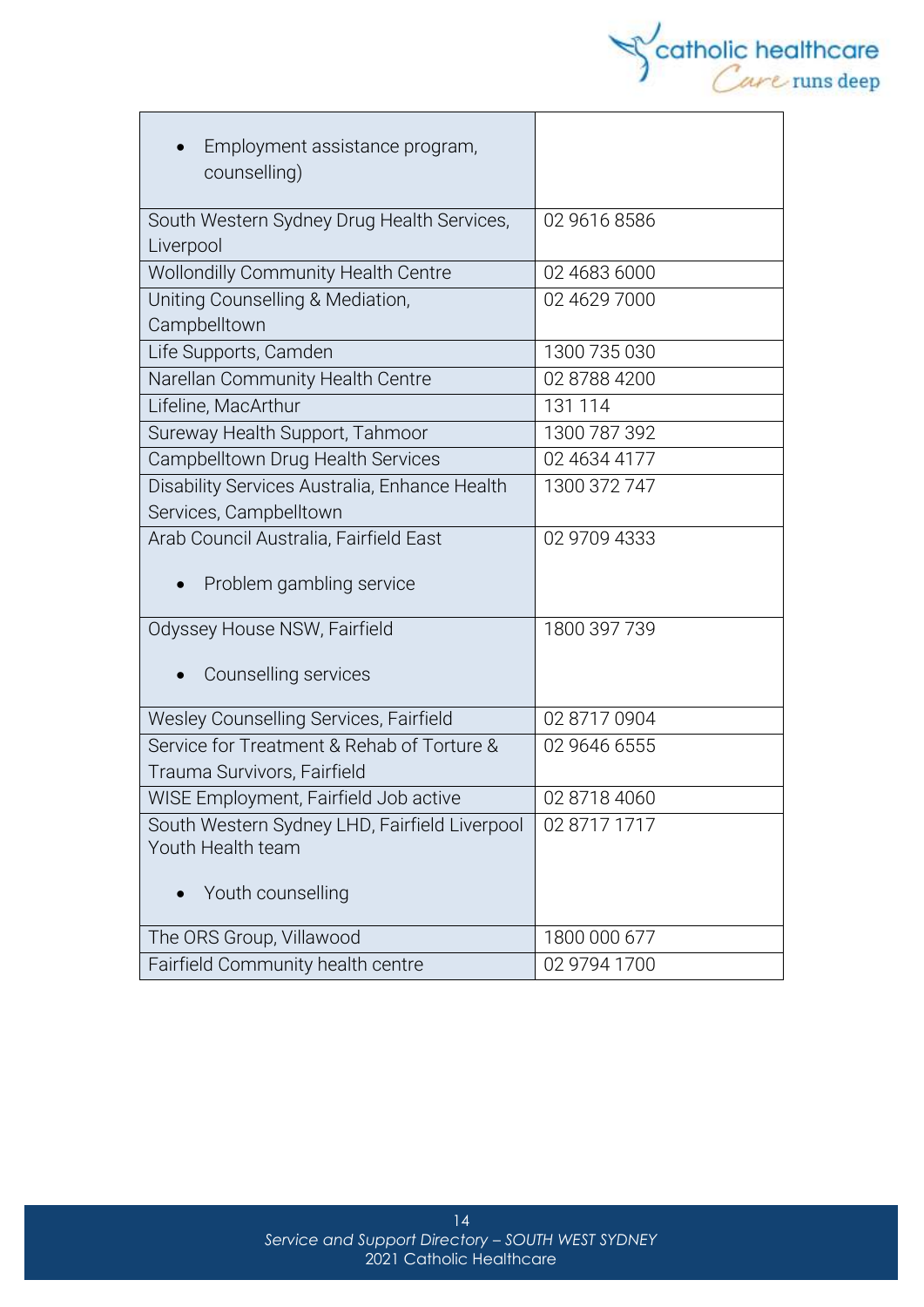| | |
|---|---|
| • Employment assistance program, counselling) | |
| South Western Sydney Drug Health Services, Liverpool | 02 9616 8586 |
| Wollondilly Community Health Centre | 02 4683 6000 |
| Uniting Counselling & Mediation, Campbelltown | 02 4629 7000 |
| Life Supports, Camden | 1300 735 030 |
| Narellan Community Health Centre | 02 8788 4200 |
| Lifeline, MacArthur | 131 114 |
| Sureway Health Support, Tahmoor | 1300 787 392 |
| Campbelltown Drug Health Services | 02 4634 4177 |
| Disability Services Australia, Enhance Health Services, Campbelltown | 1300 372 747 |
| Arab Council Australia, Fairfield East<br><br>• Problem gambling service | 02 9709 4333 |
| Odyssey House NSW, Fairfield<br><br>• Counselling services | 1800 397 739 |
| Wesley Counselling Services, Fairfield | 02 8717 0904 |
| Service for Treatment & Rehab of Torture & Trauma Survivors, Fairfield | 02 9646 6555 |
| WISE Employment, Fairfield Job active | 02 8718 4060 |
| South Western Sydney LHD, Fairfield Liverpool Youth Health team<br><br>• Youth counselling | 02 8717 1717 |
| The ORS Group, Villawood | 1800 000 677 |
| Fairfield Community health centre | 02 9794 1700 |